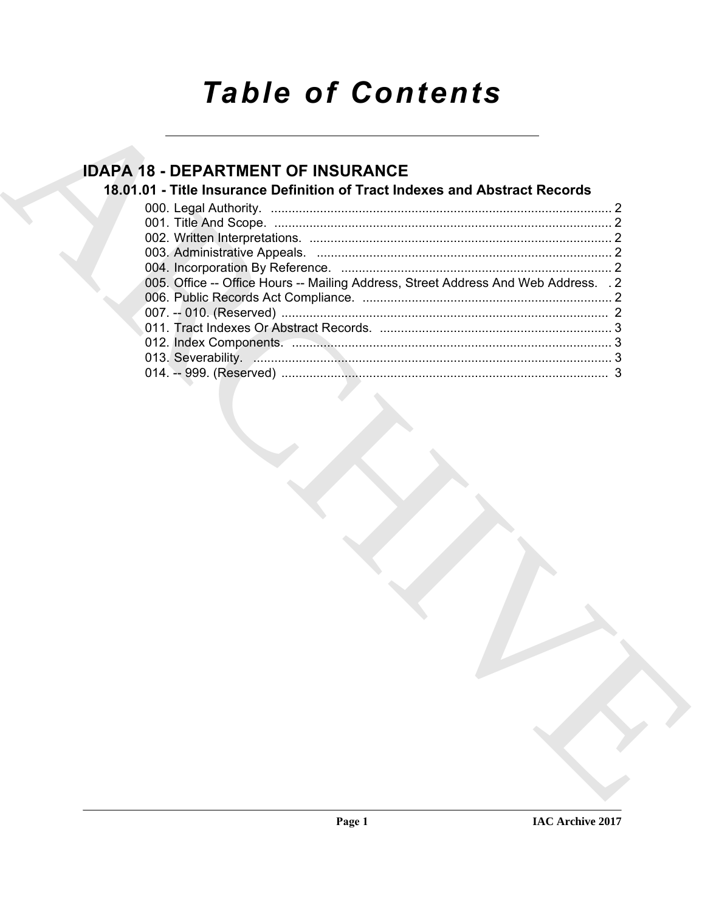# Table of Contents

## IDAPA 18 - DEPARTMENT OF INSURANCE

### 18.01.01 - Title Insurance Definition of Tract Indexes and Abstract Records

000. Legal Authority. ................................................................................................. 2
001. Title And Scope. ................................................................................................ 2
002. Written Interpretations. ...................................................................................... 2
003. Administrative Appeals. .................................................................................... 2
004. Incorporation By Reference. ............................................................................. 2
005. Office -- Office Hours -- Mailing Address, Street Address And Web Address. . 2
006. Public Records Act Compliance. ....................................................................... 2
007. -- 010. (Reserved) ............................................................................................. 2
011. Tract Indexes Or Abstract Records. .................................................................. 3
012. Index Components. ........................................................................................... 3
013. Severability. ..................................................................................................... 3
014. -- 999. (Reserved) ............................................................................................. 3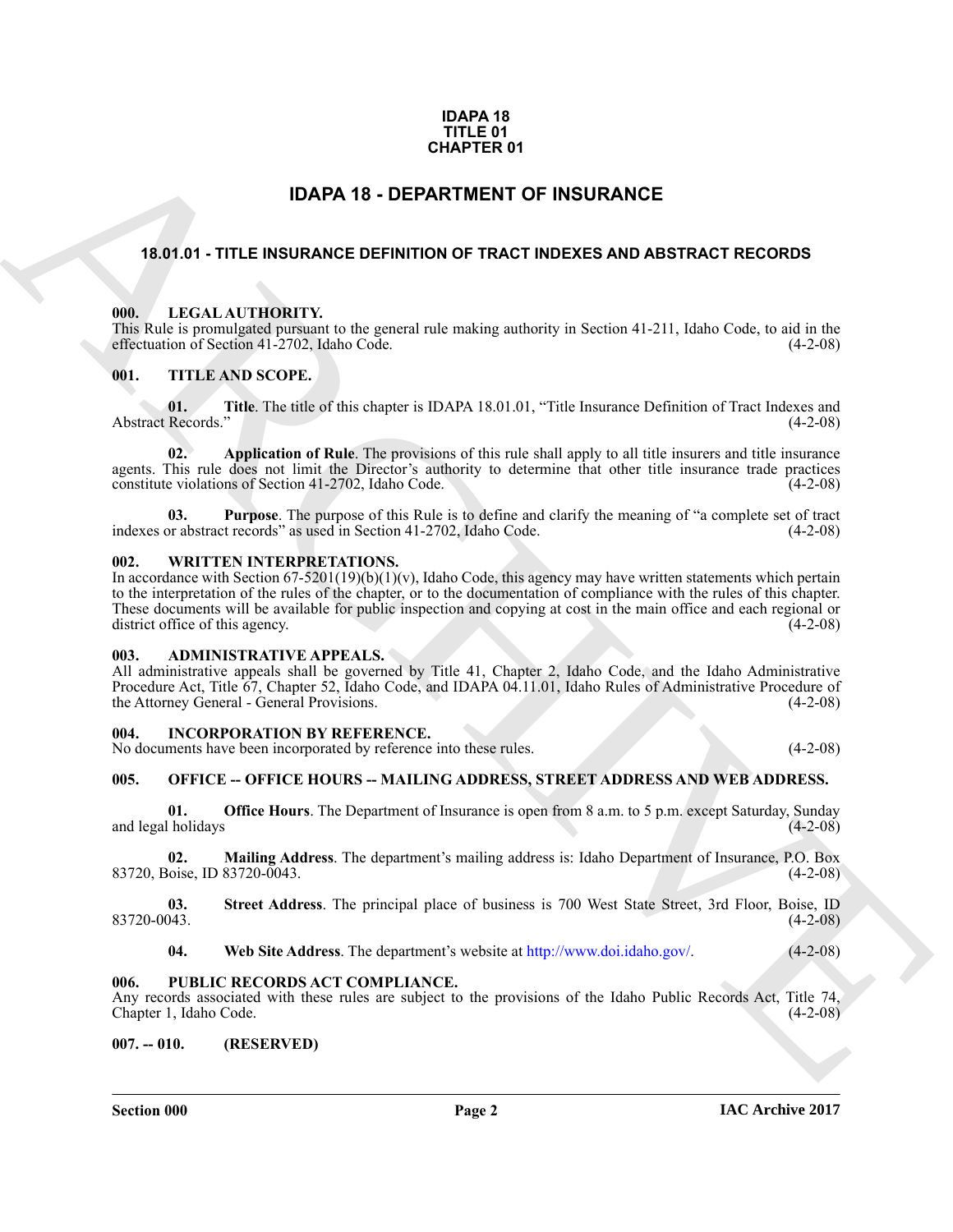**IDAPA 18**
**TITLE 01**
**CHAPTER 01**

# IDAPA 18 - DEPARTMENT OF INSURANCE

## 18.01.01 - TITLE INSURANCE DEFINITION OF TRACT INDEXES AND ABSTRACT RECORDS

### 000. LEGAL AUTHORITY.

This Rule is promulgated pursuant to the general rule making authority in Section 41-211, Idaho Code, to aid in the effectuation of Section 41-2702, Idaho Code. (4-2-08)

### 001. TITLE AND SCOPE.

**01. Title**. The title of this chapter is IDAPA 18.01.01, "Title Insurance Definition of Tract Indexes and Abstract Records." (4-2-08)

**02. Application of Rule**. The provisions of this rule shall apply to all title insurers and title insurance agents. This rule does not limit the Director's authority to determine that other title insurance trade practices constitute violations of Section 41-2702, Idaho Code. (4-2-08)

**03. Purpose**. The purpose of this Rule is to define and clarify the meaning of "a complete set of tract indexes or abstract records" as used in Section 41-2702, Idaho Code. (4-2-08)

### 002. WRITTEN INTERPRETATIONS.

In accordance with Section 67-5201(19)(b)(1)(v), Idaho Code, this agency may have written statements which pertain to the interpretation of the rules of the chapter, or to the documentation of compliance with the rules of this chapter. These documents will be available for public inspection and copying at cost in the main office and each regional or district office of this agency. (4-2-08)

### 003. ADMINISTRATIVE APPEALS.

All administrative appeals shall be governed by Title 41, Chapter 2, Idaho Code, and the Idaho Administrative Procedure Act, Title 67, Chapter 52, Idaho Code, and IDAPA 04.11.01, Idaho Rules of Administrative Procedure of the Attorney General - General Provisions. (4-2-08)

### 004. INCORPORATION BY REFERENCE.

No documents have been incorporated by reference into these rules. (4-2-08)

### 005. OFFICE -- OFFICE HOURS -- MAILING ADDRESS, STREET ADDRESS AND WEB ADDRESS.

**01. Office Hours**. The Department of Insurance is open from 8 a.m. to 5 p.m. except Saturday, Sunday and legal holidays (4-2-08)

**02. Mailing Address**. The department's mailing address is: Idaho Department of Insurance, P.O. Box 83720, Boise, ID 83720-0043. (4-2-08)

**03. Street Address**. The principal place of business is 700 West State Street, 3rd Floor, Boise, ID 83720-0043. (4-2-08)

**04. Web Site Address**. The department's website at http://www.doi.idaho.gov/. (4-2-08)

### 006. PUBLIC RECORDS ACT COMPLIANCE.

Any records associated with these rules are subject to the provisions of the Idaho Public Records Act, Title 74, Chapter 1, Idaho Code. (4-2-08)

### 007. -- 010. (RESERVED)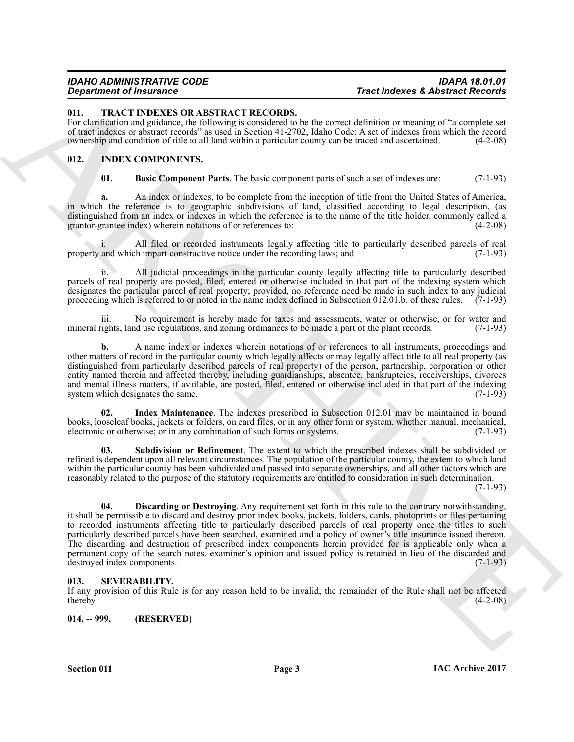## 011. TRACT INDEXES OR ABSTRACT RECORDS.

For clarification and guidance, the following is considered to be the correct definition or meaning of "a complete set of tract indexes or abstract records" as used in Section 41-2702, Idaho Code: A set of indexes from which the record ownership and condition of title to all land within a particular county can be traced and ascertained. (4-2-08)

## 012. INDEX COMPONENTS.

**01. Basic Component Parts**. The basic component parts of such a set of indexes are: (7-1-93)

**a.** An index or indexes, to be complete from the inception of title from the United States of America, in which the reference is to geographic subdivisions of land, classified according to legal description, (as distinguished from an index or indexes in which the reference is to the name of the title holder, commonly called a grantor-grantee index) wherein notations of or references to: (4-2-08)

i. All filed or recorded instruments legally affecting title to particularly described parcels of real property and which impart constructive notice under the recording laws; and (7-1-93)

ii. All judicial proceedings in the particular county legally affecting title to particularly described parcels of real property are posted, filed, entered or otherwise included in that part of the indexing system which designates the particular parcel of real property; provided, no reference need be made in such index to any judicial proceeding which is referred to or noted in the name index defined in Subsection 012.01.b. of these rules. (7-1-93)

iii. No requirement is hereby made for taxes and assessments, water or otherwise, or for water and mineral rights, land use regulations, and zoning ordinances to be made a part of the plant records. (7-1-93)

**b.** A name index or indexes wherein notations of or references to all instruments, proceedings and other matters of record in the particular county which legally affects or may legally affect title to all real property (as distinguished from particularly described parcels of real property) of the person, partnership, corporation or other entity named therein and affected thereby, including guardianships, absentee, bankruptcies, receiverships, divorces and mental illness matters, if available, are posted, filed, entered or otherwise included in that part of the indexing system which designates the same. (7-1-93)

**02. Index Maintenance**. The indexes prescribed in Subsection 012.01 may be maintained in bound books, looseleaf books, jackets or folders, on card files, or in any other form or system, whether manual, mechanical, electronic or otherwise; or in any combination of such forms or systems. (7-1-93)

**03. Subdivision or Refinement**. The extent to which the prescribed indexes shall be subdivided or refined is dependent upon all relevant circumstances. The population of the particular county, the extent to which land within the particular county has been subdivided and passed into separate ownerships, and all other factors which are reasonably related to the purpose of the statutory requirements are entitled to consideration in such determination. (7-1-93)

**04. Discarding or Destroying**. Any requirement set forth in this rule to the contrary notwithstanding, it shall be permissible to discard and destroy prior index books, jackets, folders, cards, photoprints or files pertaining to recorded instruments affecting title to particularly described parcels of real property once the titles to such particularly described parcels have been searched, examined and a policy of owner's title insurance issued thereon. The discarding and destruction of prescribed index components herein provided for is applicable only when a permanent copy of the search notes, examiner's opinion and issued policy is retained in lieu of the discarded and destroyed index components. (7-1-93)

## 013. SEVERABILITY.

If any provision of this Rule is for any reason held to be invalid, the remainder of the Rule shall not be affected thereby. (4-2-08)

## 014. -- 999. (RESERVED)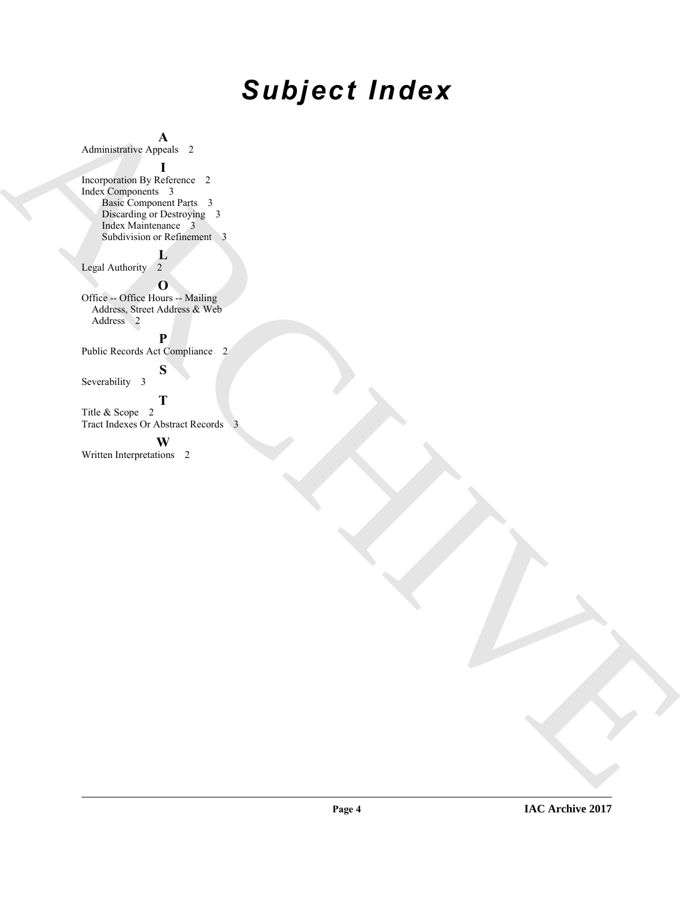# *Subject Index*

**A**

Administrative Appeals 2

**I**

Incorporation By Reference 2
Index Components 3
  Basic Component Parts 3
  Discarding or Destroying 3
  Index Maintenance 3
  Subdivision or Refinement 3

**L**

Legal Authority 2

**O**

Office -- Office Hours -- Mailing Address, Street Address & Web Address 2

**P**

Public Records Act Compliance 2

**S**

Severability 3

**T**

Title & Scope 2
Tract Indexes Or Abstract Records 3

**W**

Written Interpretations 2